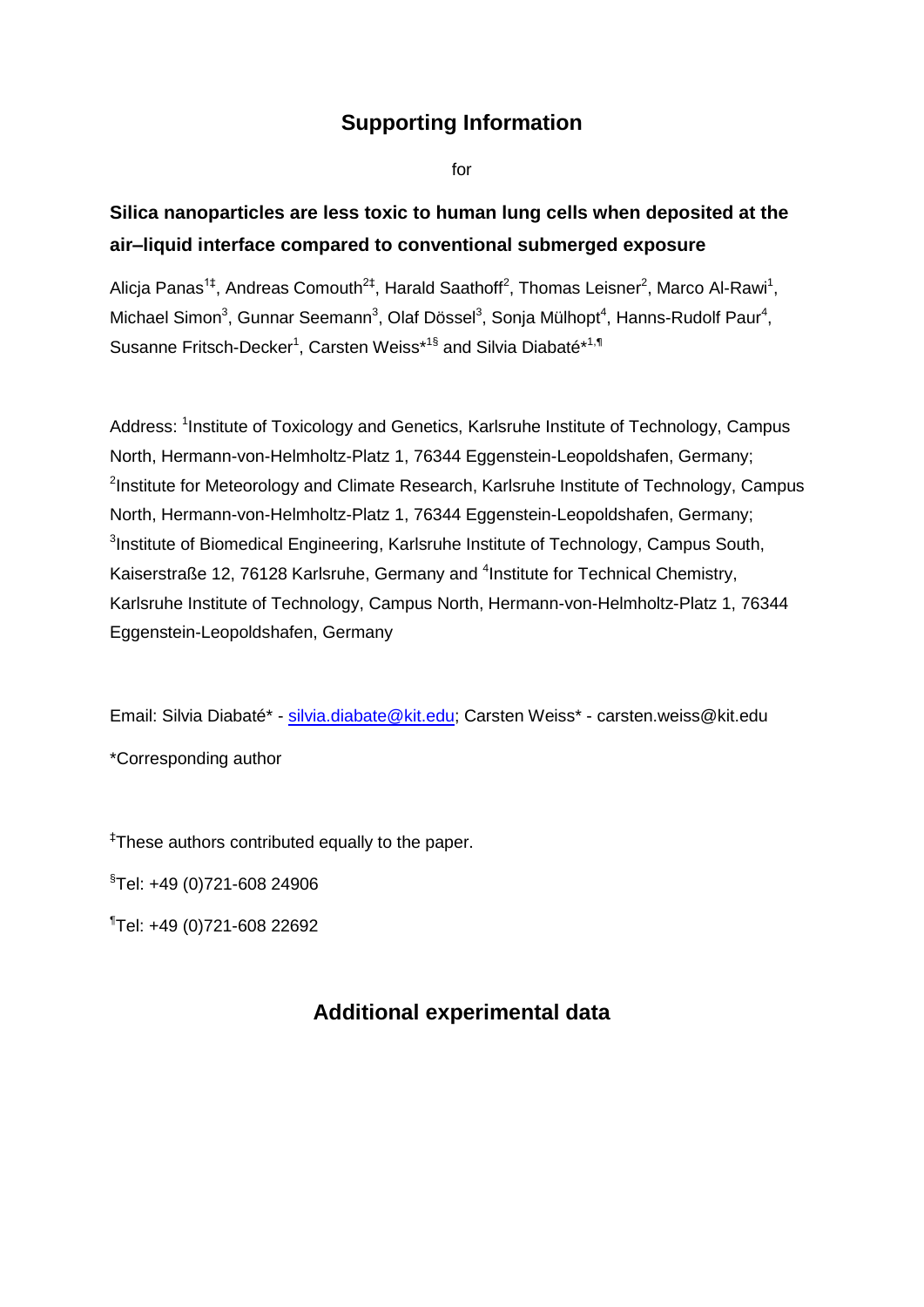# Supporting Information

for

## Silica nanoparticles are less toxic to human lung cells when deposited at the air–liquid interface compared to conventional submerged exposure

Alicja Panas[1‡], Andreas Comouth[2‡], Harald Saathoff[2], Thomas Leisner[2], Marco Al-Rawi[1], Michael Simon[3], Gunnar Seemann[3], Olaf Dössel[3], Sonja Mülhopt[4], Hanns-Rudolf Paur[4], Susanne Fritsch-Decker[1], Carsten Weiss*[1§] and Silvia Diabaté*[1,¶]

Address: [1]Institute of Toxicology and Genetics, Karlsruhe Institute of Technology, Campus North, Hermann-von-Helmholtz-Platz 1, 76344 Eggenstein-Leopoldshafen, Germany; [2]Institute for Meteorology and Climate Research, Karlsruhe Institute of Technology, Campus North, Hermann-von-Helmholtz-Platz 1, 76344 Eggenstein-Leopoldshafen, Germany; [3]Institute of Biomedical Engineering, Karlsruhe Institute of Technology, Campus South, Kaiserstraße 12, 76128 Karlsruhe, Germany and [4]Institute for Technical Chemistry, Karlsruhe Institute of Technology, Campus North, Hermann-von-Helmholtz-Platz 1, 76344 Eggenstein-Leopoldshafen, Germany

Email: Silvia Diabaté* - silvia.diabate@kit.edu; Carsten Weiss* - carsten.weiss@kit.edu

*Corresponding author

[‡]These authors contributed equally to the paper.

[§]Tel: +49 (0)721-608 24906

[¶]Tel: +49 (0)721-608 22692

## Additional experimental data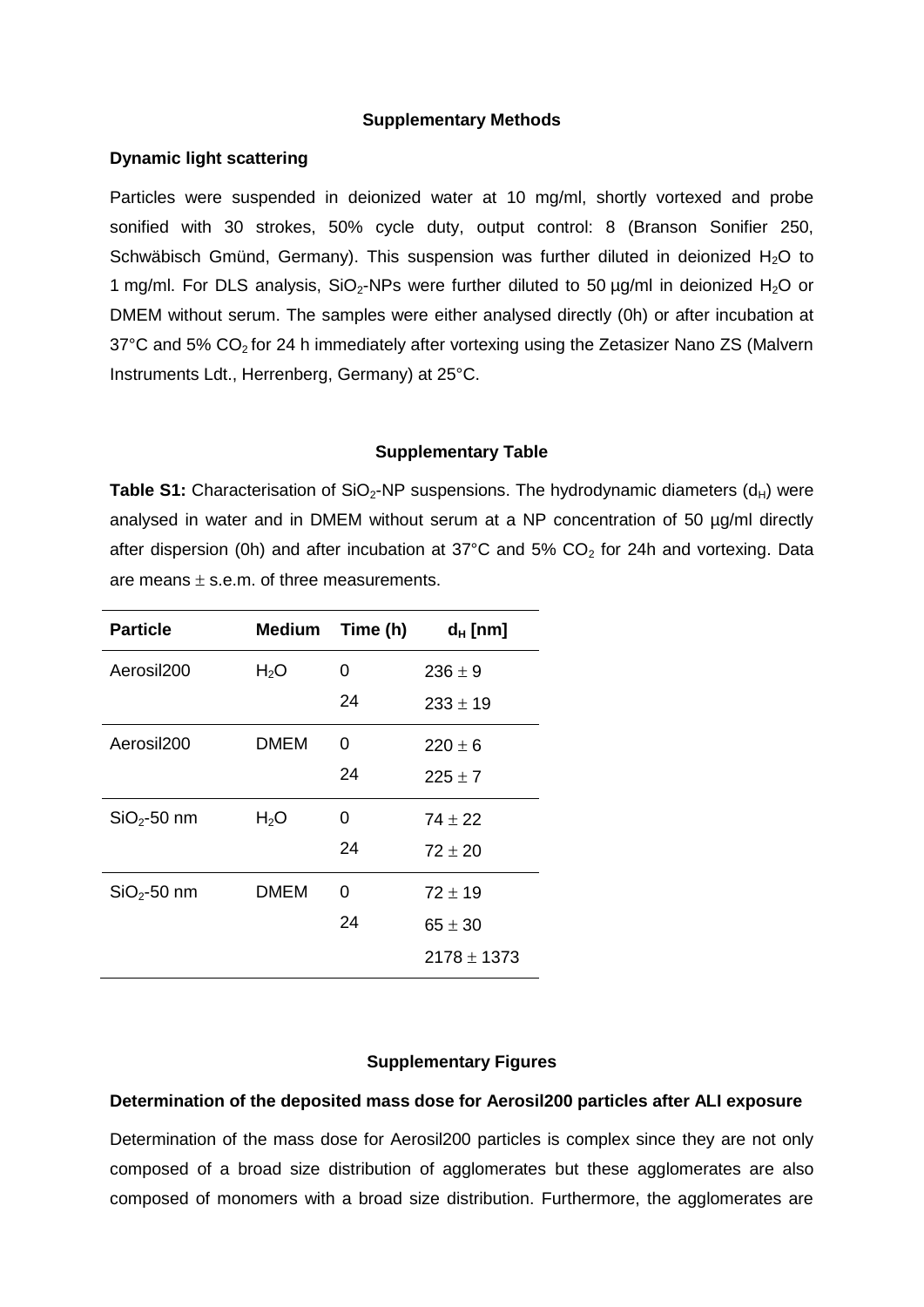### Supplementary Methods

**Dynamic light scattering**

Particles were suspended in deionized water at 10 mg/ml, shortly vortexed and probe sonified with 30 strokes, 50% cycle duty, output control: 8 (Branson Sonifier 250, Schwäbisch Gmünd, Germany). This suspension was further diluted in deionized $H_2O$ to 1 mg/ml. For DLS analysis, $SiO_2$-NPs were further diluted to 50 µg/ml in deionized $H_2O$ or DMEM without serum. The samples were either analysed directly (0h) or after incubation at 37°C and 5% $CO_2$ for 24 h immediately after vortexing using the Zetasizer Nano ZS (Malvern Instruments Ldt., Herrenberg, Germany) at 25°C.

### Supplementary Table

**Table S1:** Characterisation of $SiO_2$-NP suspensions. The hydrodynamic diameters ($d_H$) were analysed in water and in DMEM without serum at a NP concentration of 50 µg/ml directly after dispersion (0h) and after incubation at 37°C and 5% $CO_2$ for 24h and vortexing. Data are means ± s.e.m. of three measurements.

| Particle | Medium | Time (h) | $d_H$ [nm] |
|---|---|---|---|
| Aerosil200 | $H_2O$ | 0 | 236 ± 9 |
| | | 24 | 233 ± 19 |
| Aerosil200 | DMEM | 0 | 220 ± 6 |
| | | 24 | 225 ± 7 |
| $SiO_2$-50 nm | $H_2O$ | 0 | 74 ± 22 |
| | | 24 | 72 ± 20 |
| $SiO_2$-50 nm | DMEM | 0 | 72 ± 19 |
| | | 24 | 65 ± 30 |
| | | | 2178 ± 1373 |

### Supplementary Figures

**Determination of the deposited mass dose for Aerosil200 particles after ALI exposure**

Determination of the mass dose for Aerosil200 particles is complex since they are not only composed of a broad size distribution of agglomerates but these agglomerates are also composed of monomers with a broad size distribution. Furthermore, the agglomerates are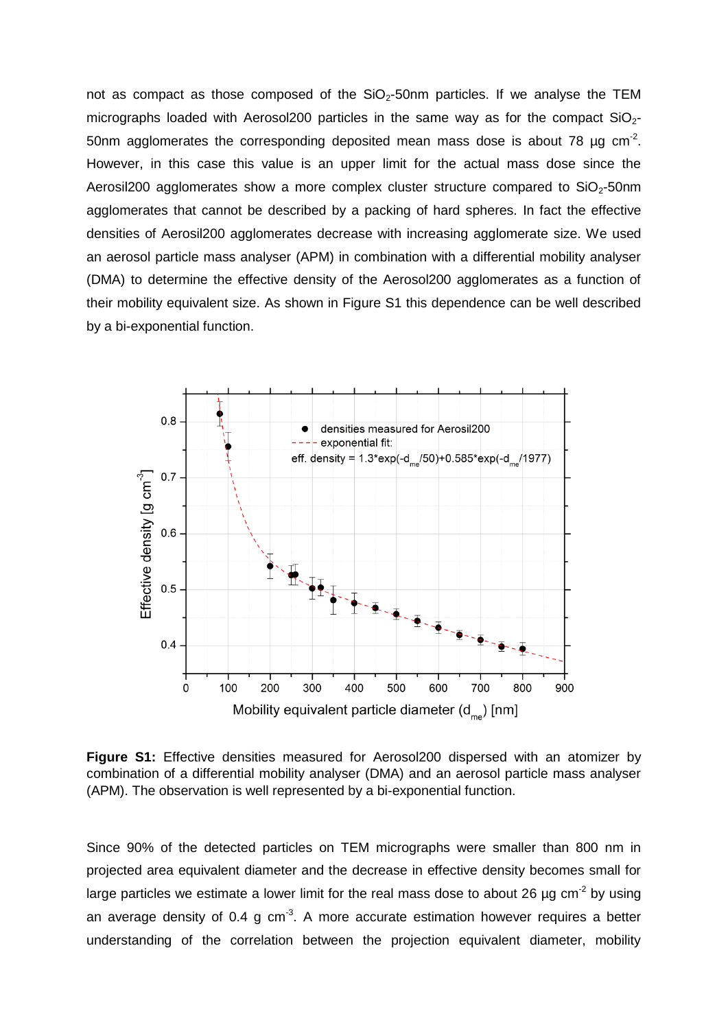not as compact as those composed of the $SiO_2$-50nm particles. If we analyse the TEM micrographs loaded with Aerosol200 particles in the same way as for the compact $SiO_2$-50nm agglomerates the corresponding deposited mean mass dose is about 78 µg $cm^{-2}$. However, in this case this value is an upper limit for the actual mass dose since the Aerosil200 agglomerates show a more complex cluster structure compared to $SiO_2$-50nm agglomerates that cannot be described by a packing of hard spheres. In fact the effective densities of Aerosil200 agglomerates decrease with increasing agglomerate size. We used an aerosol particle mass analyser (APM) in combination with a differential mobility analyser (DMA) to determine the effective density of the Aerosol200 agglomerates as a function of their mobility equivalent size. As shown in Figure S1 this dependence can be well described by a bi-exponential function.

**Figure S1:** Effective densities measured for Aerosol200 dispersed with an atomizer by combination of a differential mobility analyser (DMA) and an aerosol particle mass analyser (APM). The observation is well represented by a bi-exponential function.

Since 90% of the detected particles on TEM micrographs were smaller than 800 nm in projected area equivalent diameter and the decrease in effective density becomes small for large particles we estimate a lower limit for the real mass dose to about 26 µg $cm^{-2}$ by using an average density of 0.4 g $cm^{-3}$. A more accurate estimation however requires a better understanding of the correlation between the projection equivalent diameter, mobility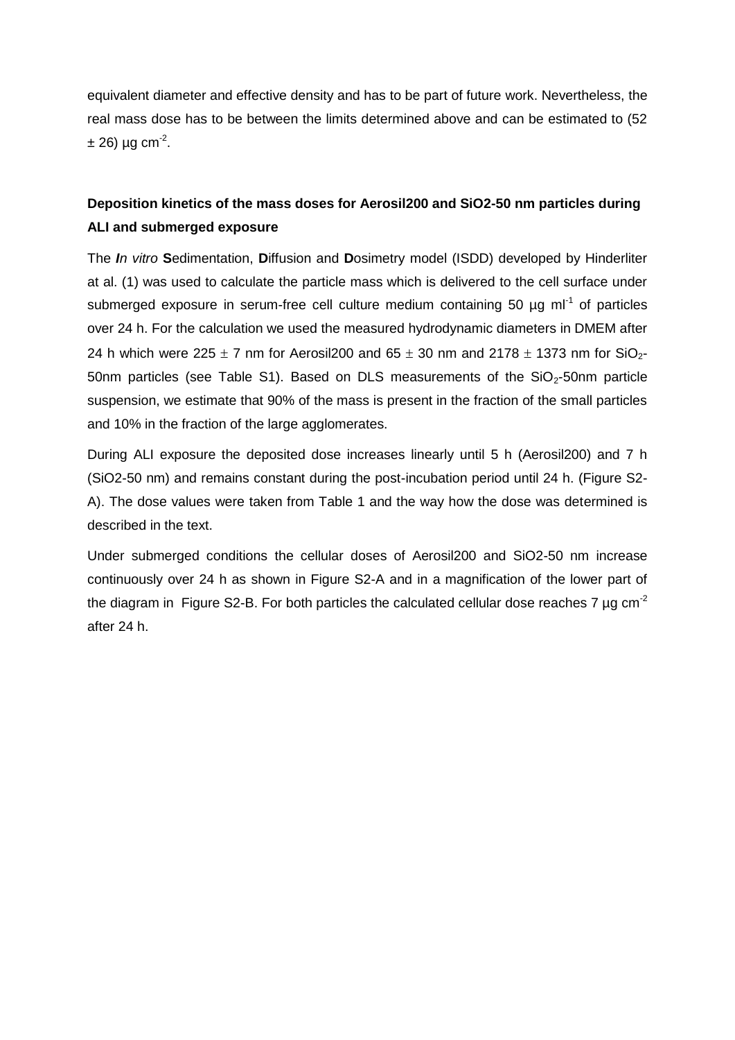equivalent diameter and effective density and has to be part of future work. Nevertheless, the real mass dose has to be between the limits determined above and can be estimated to (52 ± 26) µg $cm^{-2}$.

**Deposition kinetics of the mass doses for Aerosil200 and SiO2-50 nm particles during ALI and submerged exposure**

The ***I****n vitro* **S**edimentation, **D**iffusion and **D**osimetry model (ISDD) developed by Hinderliter at al. (1) was used to calculate the particle mass which is delivered to the cell surface under submerged exposure in serum-free cell culture medium containing 50 µg $ml^{-1}$ of particles over 24 h. For the calculation we used the measured hydrodynamic diameters in DMEM after 24 h which were 225 ± 7 nm for Aerosil200 and 65 ± 30 nm and 2178 ± 1373 nm for $SiO_2$-50nm particles (see Table S1). Based on DLS measurements of the $SiO_2$-50nm particle suspension, we estimate that 90% of the mass is present in the fraction of the small particles and 10% in the fraction of the large agglomerates.

During ALI exposure the deposited dose increases linearly until 5 h (Aerosil200) and 7 h (SiO2-50 nm) and remains constant during the post-incubation period until 24 h. (Figure S2-A). The dose values were taken from Table 1 and the way how the dose was determined is described in the text.

Under submerged conditions the cellular doses of Aerosil200 and SiO2-50 nm increase continuously over 24 h as shown in Figure S2-A and in a magnification of the lower part of the diagram in Figure S2-B. For both particles the calculated cellular dose reaches 7 µg $cm^{-2}$ after 24 h.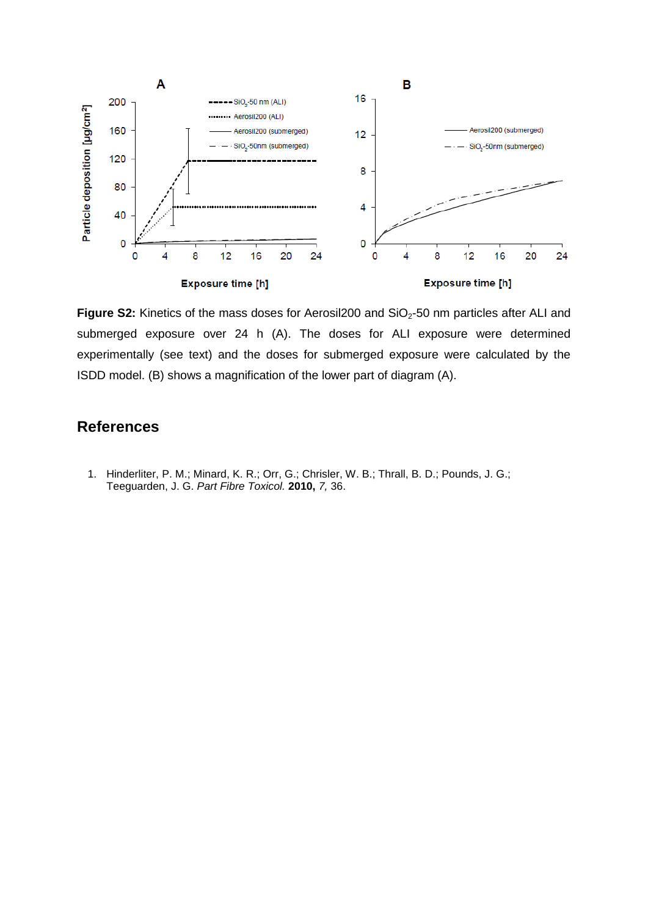A

Particle deposition [µg/cm²]

200
160
120
80
40
0

0 4 8 12 16 20 24

Exposure time [h]

$SiO_2$-50 nm (ALI)
Aerosil200 (ALI)
Aerosil200 (submerged)
$SiO_2$-50nm (submerged)

B

16
12
8
4
0

0 4 8 12 16 20 24

Exposure time [h]

Aerosil200 (submerged)
$SiO_2$-50nm (submerged)

**Figure S2:** Kinetics of the mass doses for Aerosil200 and $SiO_2$-50 nm particles after ALI and submerged exposure over 24 h (A). The doses for ALI exposure were determined experimentally (see text) and the doses for submerged exposure were calculated by the ISDD model. (B) shows a magnification of the lower part of diagram (A).

## References

1. Hinderliter, P. M.; Minard, K. R.; Orr, G.; Chrisler, W. B.; Thrall, B. D.; Pounds, J. G.; Teeguarden, J. G. *Part Fibre Toxicol.* **2010,** *7,* 36.